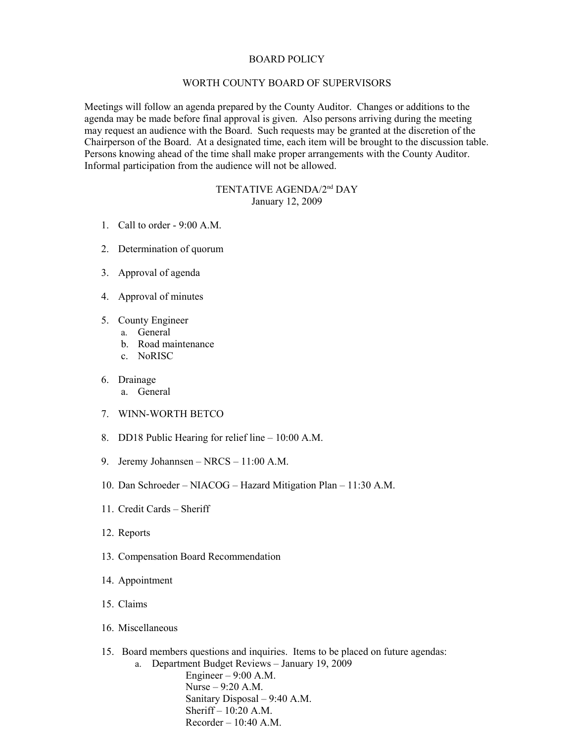# BOARD POLICY

## WORTH COUNTY BOARD OF SUPERVISORS

Meetings will follow an agenda prepared by the County Auditor. Changes or additions to the agenda may be made before final approval is given. Also persons arriving during the meeting may request an audience with the Board. Such requests may be granted at the discretion of the Chairperson of the Board. At a designated time, each item will be brought to the discussion table. Persons knowing ahead of the time shall make proper arrangements with the County Auditor. Informal participation from the audience will not be allowed.

### TENTATIVE AGENDA/2nd DAY
January 12, 2009

1. Call to order - 9:00 A.M.
2. Determination of quorum
3. Approval of agenda
4. Approval of minutes
5. County Engineer
   a. General
   b. Road maintenance
   c. NoRISC
6. Drainage
   a. General
7. WINN-WORTH BETCO
8. DD18 Public Hearing for relief line – 10:00 A.M.
9. Jeremy Johannsen – NRCS – 11:00 A.M.
10. Dan Schroeder – NIACOG – Hazard Mitigation Plan – 11:30 A.M.
11. Credit Cards – Sheriff
12. Reports
13. Compensation Board Recommendation
14. Appointment
15. Claims
16. Miscellaneous

15. Board members questions and inquiries. Items to be placed on future agendas:
    a. Department Budget Reviews – January 19, 2009
       - Engineer – 9:00 A.M.
       - Nurse – 9:20 A.M.
       - Sanitary Disposal – 9:40 A.M.
       - Sheriff – 10:20 A.M.
       - Recorder – 10:40 A.M.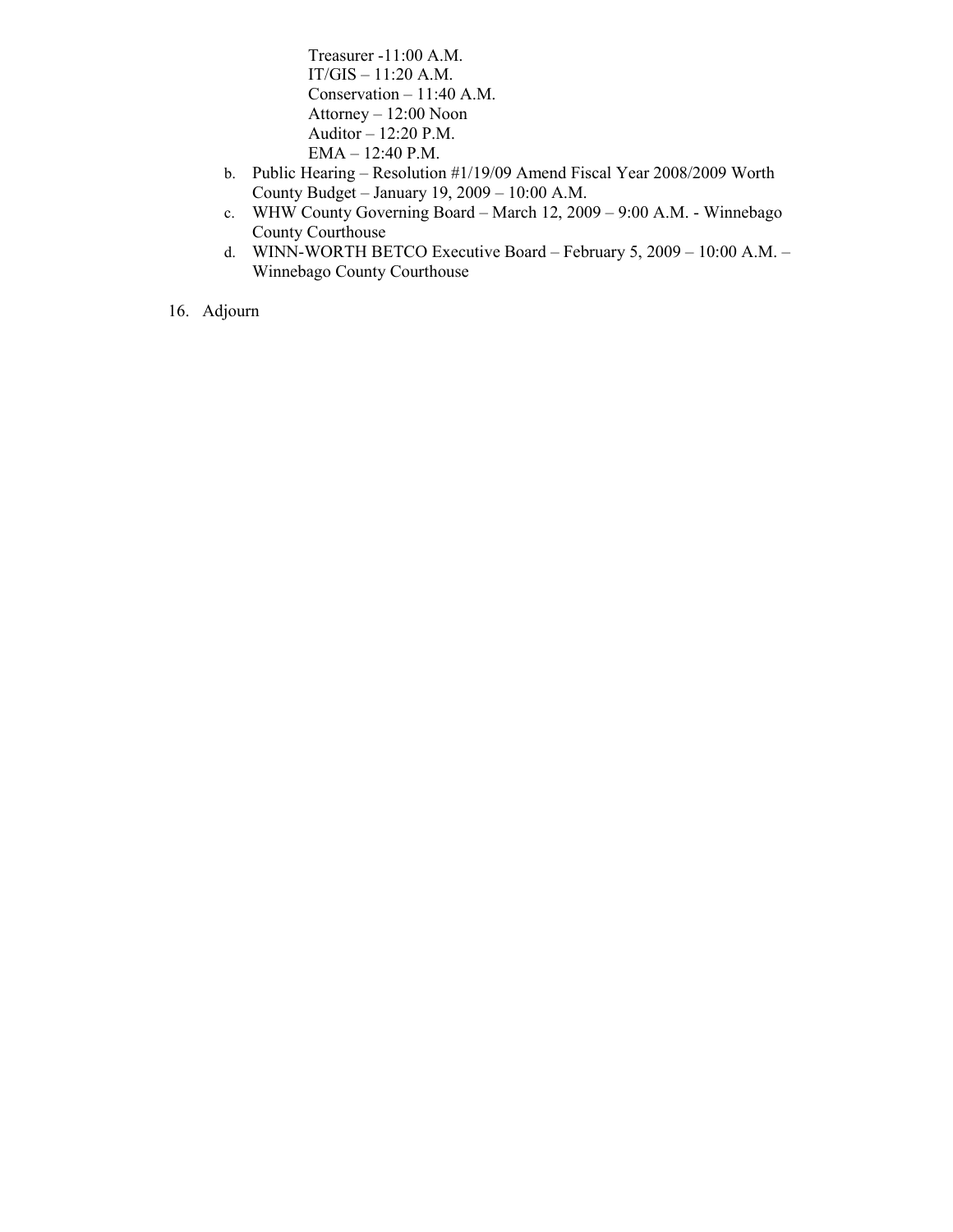Treasurer -11:00 A.M.
IT/GIS – 11:20 A.M.
Conservation – 11:40 A.M.
Attorney – 12:00 Noon
Auditor – 12:20 P.M.
EMA – 12:40 P.M.

b. Public Hearing – Resolution #1/19/09 Amend Fiscal Year 2008/2009 Worth County Budget – January 19, 2009 – 10:00 A.M.
c. WHW County Governing Board – March 12, 2009 – 9:00 A.M. - Winnebago County Courthouse
d. WINN-WORTH BETCO Executive Board – February 5, 2009 – 10:00 A.M. – Winnebago County Courthouse

16. Adjourn